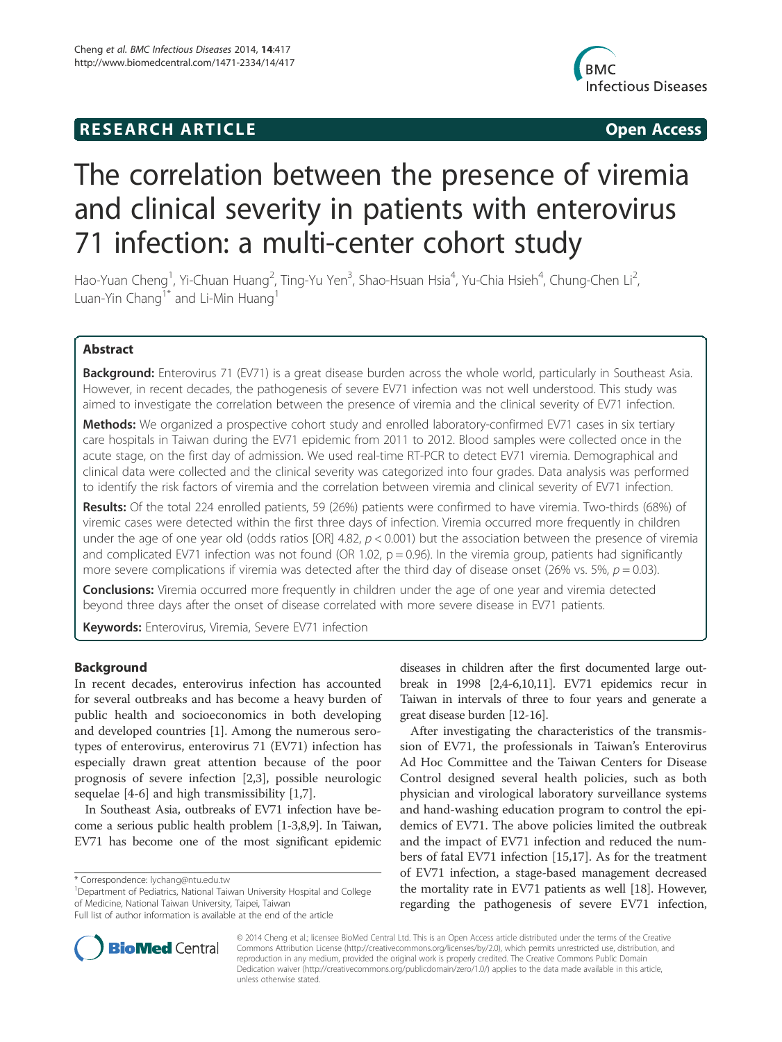# RESEARCH ARTICLE

Open Access

# The correlation between the presence of viremia and clinical severity in patients with enterovirus 71 infection: a multi-center cohort study

Hao-Yuan Cheng[1], Yi-Chuan Huang[2], Ting-Yu Yen[3], Shao-Hsuan Hsia[4], Yu-Chia Hsieh[4], Chung-Chen Li[2], Luan-Yin Chang[1*] and Li-Min Huang[1]

## Abstract

**Background:** Enterovirus 71 (EV71) is a great disease burden across the whole world, particularly in Southeast Asia. However, in recent decades, the pathogenesis of severe EV71 infection was not well understood. This study was aimed to investigate the correlation between the presence of viremia and the clinical severity of EV71 infection.

**Methods:** We organized a prospective cohort study and enrolled laboratory-confirmed EV71 cases in six tertiary care hospitals in Taiwan during the EV71 epidemic from 2011 to 2012. Blood samples were collected once in the acute stage, on the first day of admission. We used real-time RT-PCR to detect EV71 viremia. Demographical and clinical data were collected and the clinical severity was categorized into four grades. Data analysis was performed to identify the risk factors of viremia and the correlation between viremia and clinical severity of EV71 infection.

**Results:** Of the total 224 enrolled patients, 59 (26%) patients were confirmed to have viremia. Two-thirds (68%) of viremic cases were detected within the first three days of infection. Viremia occurred more frequently in children under the age of one year old (odds ratios [OR] 4.82, $p < 0.001$) but the association between the presence of viremia and complicated EV71 infection was not found (OR 1.02, $p = 0.96$). In the viremia group, patients had significantly more severe complications if viremia was detected after the third day of disease onset (26% vs. 5%, $p = 0.03$).

**Conclusions:** Viremia occurred more frequently in children under the age of one year and viremia detected beyond three days after the onset of disease correlated with more severe disease in EV71 patients.

**Keywords:** Enterovirus, Viremia, Severe EV71 infection

## Background

In recent decades, enterovirus infection has accounted for several outbreaks and has become a heavy burden of public health and socioeconomics in both developing and developed countries [1]. Among the numerous serotypes of enterovirus, enterovirus 71 (EV71) infection has especially drawn great attention because of the poor prognosis of severe infection [2,3], possible neurologic sequelae [4-6] and high transmissibility [1,7].

In Southeast Asia, outbreaks of EV71 infection have become a serious public health problem [1-3,8,9]. In Taiwan, EV71 has become one of the most significant epidemic diseases in children after the first documented large outbreak in 1998 [2,4-6,10,11]. EV71 epidemics recur in Taiwan in intervals of three to four years and generate a great disease burden [12-16].

After investigating the characteristics of the transmission of EV71, the professionals in Taiwan's Enterovirus Ad Hoc Committee and the Taiwan Centers for Disease Control designed several health policies, such as both physician and virological laboratory surveillance systems and hand-washing education program to control the epidemics of EV71. The above policies limited the outbreak and the impact of EV71 infection and reduced the numbers of fatal EV71 infection [15,17]. As for the treatment of EV71 infection, a stage-based management decreased the mortality rate in EV71 patients as well [18]. However, regarding the pathogenesis of severe EV71 infection,

\* Correspondence: lychang@ntu.edu.tw
[1]Department of Pediatrics, National Taiwan University Hospital and College of Medicine, National Taiwan University, Taipei, Taiwan
Full list of author information is available at the end of the article

© 2014 Cheng et al.; licensee BioMed Central Ltd. This is an Open Access article distributed under the terms of the Creative Commons Attribution License (http://creativecommons.org/licenses/by/2.0), which permits unrestricted use, distribution, and reproduction in any medium, provided the original work is properly credited. The Creative Commons Public Domain Dedication waiver (http://creativecommons.org/publicdomain/zero/1.0/) applies to the data made available in this article, unless otherwise stated.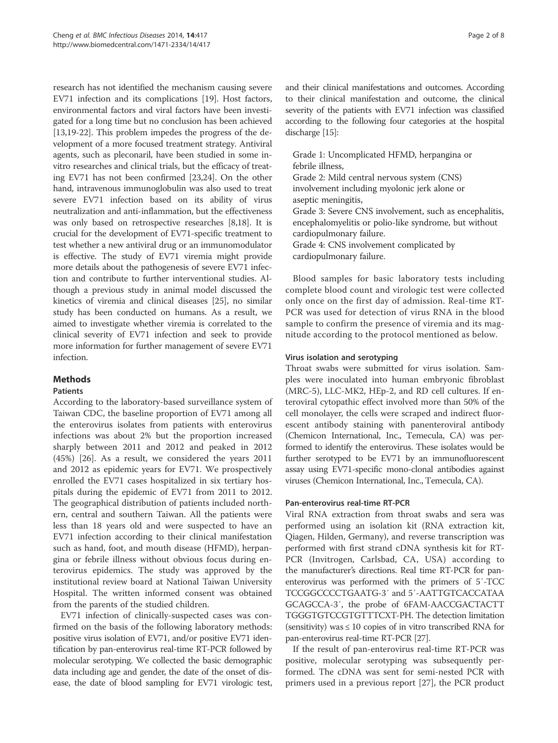research has not identified the mechanism causing severe EV71 infection and its complications [19]. Host factors, environmental factors and viral factors have been investigated for a long time but no conclusion has been achieved [13,19-22]. This problem impedes the progress of the development of a more focused treatment strategy. Antiviral agents, such as pleconaril, have been studied in some in-vitro researches and clinical trials, but the efficacy of treating EV71 has not been confirmed [23,24]. On the other hand, intravenous immunoglobulin was also used to treat severe EV71 infection based on its ability of virus neutralization and anti-inflammation, but the effectiveness was only based on retrospective researches [8,18]. It is crucial for the development of EV71-specific treatment to test whether a new antiviral drug or an immunomodulator is effective. The study of EV71 viremia might provide more details about the pathogenesis of severe EV71 infection and contribute to further interventional studies. Although a previous study in animal model discussed the kinetics of viremia and clinical diseases [25], no similar study has been conducted on humans. As a result, we aimed to investigate whether viremia is correlated to the clinical severity of EV71 infection and seek to provide more information for further management of severe EV71 infection.

## Methods

### Patients

According to the laboratory-based surveillance system of Taiwan CDC, the baseline proportion of EV71 among all the enterovirus isolates from patients with enterovirus infections was about 2% but the proportion increased sharply between 2011 and 2012 and peaked in 2012 (45%) [26]. As a result, we considered the years 2011 and 2012 as epidemic years for EV71. We prospectively enrolled the EV71 cases hospitalized in six tertiary hospitals during the epidemic of EV71 from 2011 to 2012. The geographical distribution of patients included northern, central and southern Taiwan. All the patients were less than 18 years old and were suspected to have an EV71 infection according to their clinical manifestation such as hand, foot, and mouth disease (HFMD), herpangina or febrile illness without obvious focus during enterovirus epidemics. The study was approved by the institutional review board at National Taiwan University Hospital. The written informed consent was obtained from the parents of the studied children.

EV71 infection of clinically-suspected cases was confirmed on the basis of the following laboratory methods: positive virus isolation of EV71, and/or positive EV71 identification by pan-enterovirus real-time RT-PCR followed by molecular serotyping. We collected the basic demographic data including age and gender, the date of the onset of disease, the date of blood sampling for EV71 virologic test, and their clinical manifestations and outcomes. According to their clinical manifestation and outcome, the clinical severity of the patients with EV71 infection was classified according to the following four categories at the hospital discharge [15]:

Grade 1: Uncomplicated HFMD, herpangina or febrile illness,
Grade 2: Mild central nervous system (CNS) involvement including myolonic jerk alone or aseptic meningitis,
Grade 3: Severe CNS involvement, such as encephalitis, encephalomyelitis or polio-like syndrome, but without cardiopulmonary failure.
Grade 4: CNS involvement complicated by cardiopulmonary failure.

Blood samples for basic laboratory tests including complete blood count and virologic test were collected only once on the first day of admission. Real-time RT-PCR was used for detection of virus RNA in the blood sample to confirm the presence of viremia and its magnitude according to the protocol mentioned as below.

### Virus isolation and serotyping

Throat swabs were submitted for virus isolation. Samples were inoculated into human embryonic fibroblast (MRC-5), LLC-MK2, HEp-2, and RD cell cultures. If enteroviral cytopathic effect involved more than 50% of the cell monolayer, the cells were scraped and indirect fluorescent antibody staining with panenteroviral antibody (Chemicon International, Inc., Temecula, CA) was performed to identify the enterovirus. These isolates would be further serotyped to be EV71 by an immunofluorescent assay using EV71-specific mono-clonal antibodies against viruses (Chemicon International, Inc., Temecula, CA).

### Pan-enterovirus real-time RT-PCR

Viral RNA extraction from throat swabs and sera was performed using an isolation kit (RNA extraction kit, Qiagen, Hilden, Germany), and reverse transcription was performed with first strand cDNA synthesis kit for RT-PCR (Invitrogen, Carlsbad, CA, USA) according to the manufacturer's directions. Real time RT-PCR for pan-enterovirus was performed with the primers of 5′-TCC TCCGGCCCCTGAATG-3′ and 5′-AATTGTCACCATAA GCAGCCA-3′, the probe of 6FAM-AACCGACTACTT TGGGTGTCCGTGTTTCXT-PH. The detection limitation (sensitivity) was ≤ 10 copies of in vitro transcribed RNA for pan-enterovirus real-time RT-PCR [27].

If the result of pan-enterovirus real-time RT-PCR was positive, molecular serotyping was subsequently performed. The cDNA was sent for semi-nested PCR with primers used in a previous report [27], the PCR product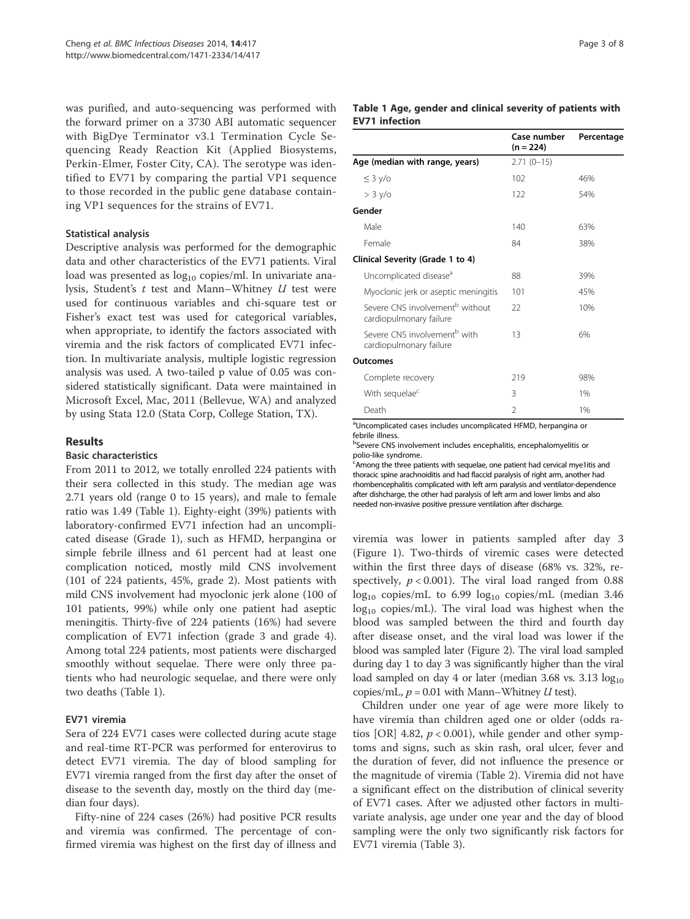was purified, and auto-sequencing was performed with the forward primer on a 3730 ABI automatic sequencer with BigDye Terminator v3.1 Termination Cycle Sequencing Ready Reaction Kit (Applied Biosystems, Perkin-Elmer, Foster City, CA). The serotype was identified to EV71 by comparing the partial VP1 sequence to those recorded in the public gene database containing VP1 sequences for the strains of EV71.

### Statistical analysis

Descriptive analysis was performed for the demographic data and other characteristics of the EV71 patients. Viral load was presented as $\log_{10}$ copies/ml. In univariate analysis, Student's *t* test and Mann–Whitney *U* test were used for continuous variables and chi-square test or Fisher's exact test was used for categorical variables, when appropriate, to identify the factors associated with viremia and the risk factors of complicated EV71 infection. In multivariate analysis, multiple logistic regression analysis was used. A two-tailed p value of 0.05 was considered statistically significant. Data were maintained in Microsoft Excel, Mac, 2011 (Bellevue, WA) and analyzed by using Stata 12.0 (Stata Corp, College Station, TX).

## Results

### Basic characteristics

From 2011 to 2012, we totally enrolled 224 patients with their sera collected in this study. The median age was 2.71 years old (range 0 to 15 years), and male to female ratio was 1.49 (Table 1). Eighty-eight (39%) patients with laboratory-confirmed EV71 infection had an uncomplicated disease (Grade 1), such as HFMD, herpangina or simple febrile illness and 61 percent had at least one complication noticed, mostly mild CNS involvement (101 of 224 patients, 45%, grade 2). Most patients with mild CNS involvement had myoclonic jerk alone (100 of 101 patients, 99%) while only one patient had aseptic meningitis. Thirty-five of 224 patients (16%) had severe complication of EV71 infection (grade 3 and grade 4). Among total 224 patients, most patients were discharged smoothly without sequelae. There were only three patients who had neurologic sequelae, and there were only two deaths (Table 1).

**Table 1 Age, gender and clinical severity of patients with EV71 infection**

| | Case number (n = 224) | Percentage |
|---|---|---|
| **Age (median with range, years)** | 2.71 (0–15) | |
| ≤ 3 y/o | 102 | 46% |
| > 3 y/o | 122 | 54% |
| **Gender** | | |
| Male | 140 | 63% |
| Female | 84 | 38% |
| **Clinical Severity (Grade 1 to 4)** | | |
| Uncomplicated disease[a] | 88 | 39% |
| Myoclonic jerk or aseptic meningitis | 101 | 45% |
| Severe CNS involvement[b] without cardiopulmonary failure | 22 | 10% |
| Severe CNS involvement[b] with cardiopulmonary failure | 13 | 6% |
| **Outcomes** | | |
| Complete recovery | 219 | 98% |
| With sequelae[c] | 3 | 1% |
| Death | 2 | 1% |

[a]Uncomplicated cases includes uncomplicated HFMD, herpangina or febrile illness.
[b]Severe CNS involvement includes encephalitis, encephalomyelitis or polio-like syndrome.
[c]Among the three patients with sequelae, one patient had cervical mye1itis and thoracic spine arachnoiditis and had flaccid paralysis of right arm, another had rhombencephalitis complicated with left arm paralysis and ventilator-dependence after dishcharge, the other had paralysis of left arm and lower limbs and also needed non-invasive positive pressure ventilation after discharge.

### EV71 viremia

Sera of 224 EV71 cases were collected during acute stage and real-time RT-PCR was performed for enterovirus to detect EV71 viremia. The day of blood sampling for EV71 viremia ranged from the first day after the onset of disease to the seventh day, mostly on the third day (median four days).

Fifty-nine of 224 cases (26%) had positive PCR results and viremia was confirmed. The percentage of confirmed viremia was highest on the first day of illness and viremia was lower in patients sampled after day 3 (Figure 1). Two-thirds of viremic cases were detected within the first three days of disease (68% vs. 32%, respectively, $p < 0.001$). The viral load ranged from 0.88 $\log_{10}$ copies/mL to 6.99 $\log_{10}$ copies/mL (median 3.46 $\log_{10}$ copies/mL). The viral load was highest when the blood was sampled between the third and fourth day after disease onset, and the viral load was lower if the blood was sampled later (Figure 2). The viral load sampled during day 1 to day 3 was significantly higher than the viral load sampled on day 4 or later (median 3.68 vs. 3.13 $\log_{10}$ copies/mL, $p = 0.01$ with Mann–Whitney *U* test).

Children under one year of age were more likely to have viremia than children aged one or older (odds ratios [OR] 4.82, $p < 0.001$), while gender and other symptoms and signs, such as skin rash, oral ulcer, fever and the duration of fever, did not influence the presence or the magnitude of viremia (Table 2). Viremia did not have a significant effect on the distribution of clinical severity of EV71 cases. After we adjusted other factors in multivariate analysis, age under one year and the day of blood sampling were the only two significantly risk factors for EV71 viremia (Table 3).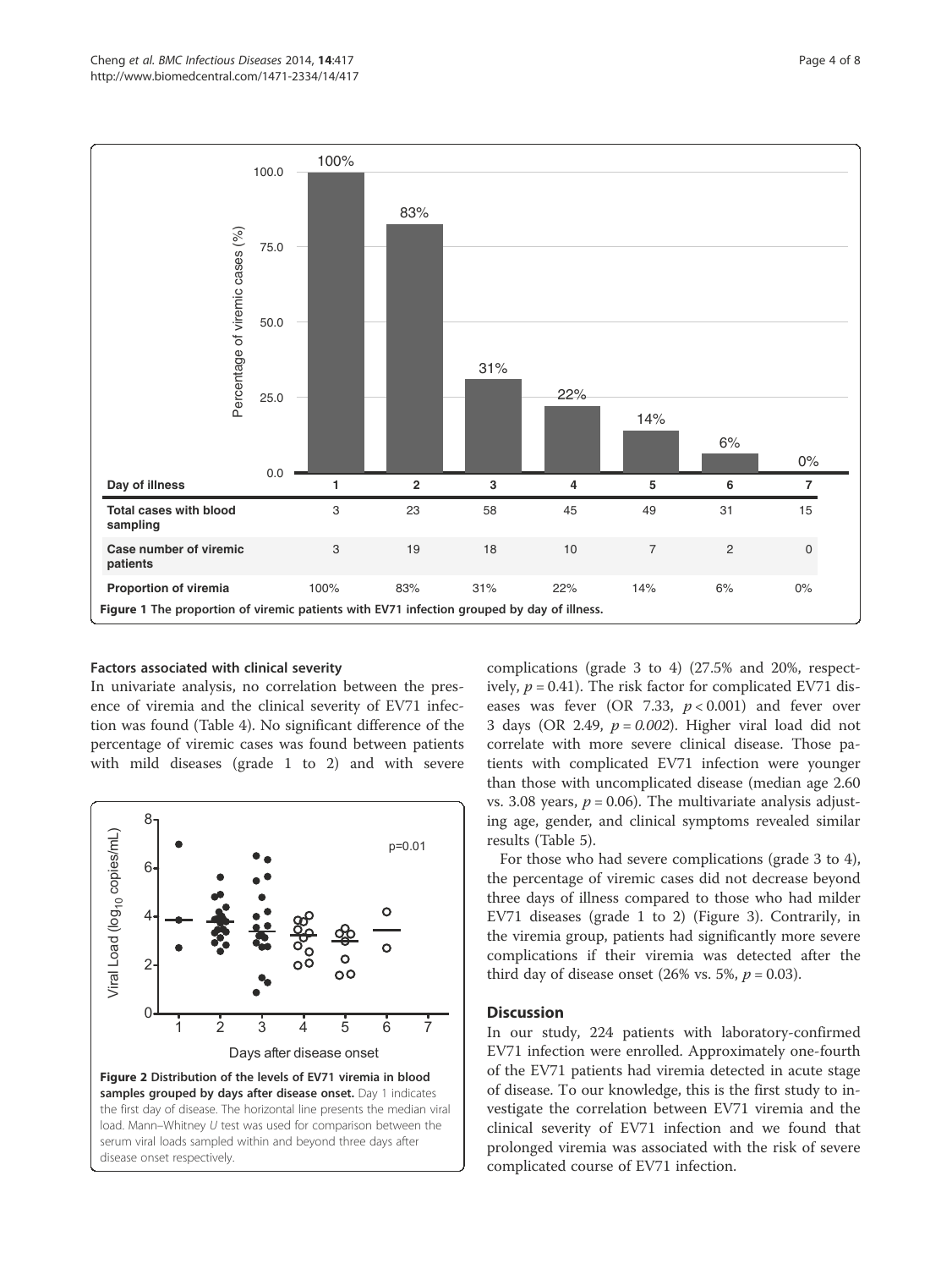| Day of illness | 1 | 2 | 3 | 4 | 5 | 6 | 7 |
|---|---|---|---|---|---|---|---|
| Total cases with blood sampling | 3 | 23 | 58 | 45 | 49 | 31 | 15 |
| Case number of viremic patients | 3 | 19 | 18 | 10 | 7 | 2 | 0 |
| Proportion of viremia | 100% | 83% | 31% | 22% | 14% | 6% | 0% |

**Figure 1 The proportion of viremic patients with EV71 infection grouped by day of illness.**

### Factors associated with clinical severity

In univariate analysis, no correlation between the presence of viremia and the clinical severity of EV71 infection was found (Table 4). No significant difference of the percentage of viremic cases was found between patients with mild diseases (grade 1 to 2) and with severe complications (grade 3 to 4) (27.5% and 20%, respectively, $p = 0.41$). The risk factor for complicated EV71 diseases was fever (OR 7.33, $p < 0.001$) and fever over 3 days (OR 2.49, $p = 0.002$). Higher viral load did not correlate with more severe clinical disease. Those patients with complicated EV71 infection were younger than those with uncomplicated disease (median age 2.60 vs. 3.08 years, $p = 0.06$). The multivariate analysis adjusting age, gender, and clinical symptoms revealed similar results (Table 5).

For those who had severe complications (grade 3 to 4), the percentage of viremic cases did not decrease beyond three days of illness compared to those who had milder EV71 diseases (grade 1 to 2) (Figure 3). Contrarily, in the viremia group, patients had significantly more severe complications if their viremia was detected after the third day of disease onset (26% vs. 5%, $p = 0.03$).

**Figure 2 Distribution of the levels of EV71 viremia in blood samples grouped by days after disease onset.** Day 1 indicates the first day of disease. The horizontal line presents the median viral load. Mann–Whitney *U* test was used for comparison between the serum viral loads sampled within and beyond three days after disease onset respectively.

## Discussion

In our study, 224 patients with laboratory-confirmed EV71 infection were enrolled. Approximately one-fourth of the EV71 patients had viremia detected in acute stage of disease. To our knowledge, this is the first study to investigate the correlation between EV71 viremia and the clinical severity of EV71 infection and we found that prolonged viremia was associated with the risk of severe complicated course of EV71 infection.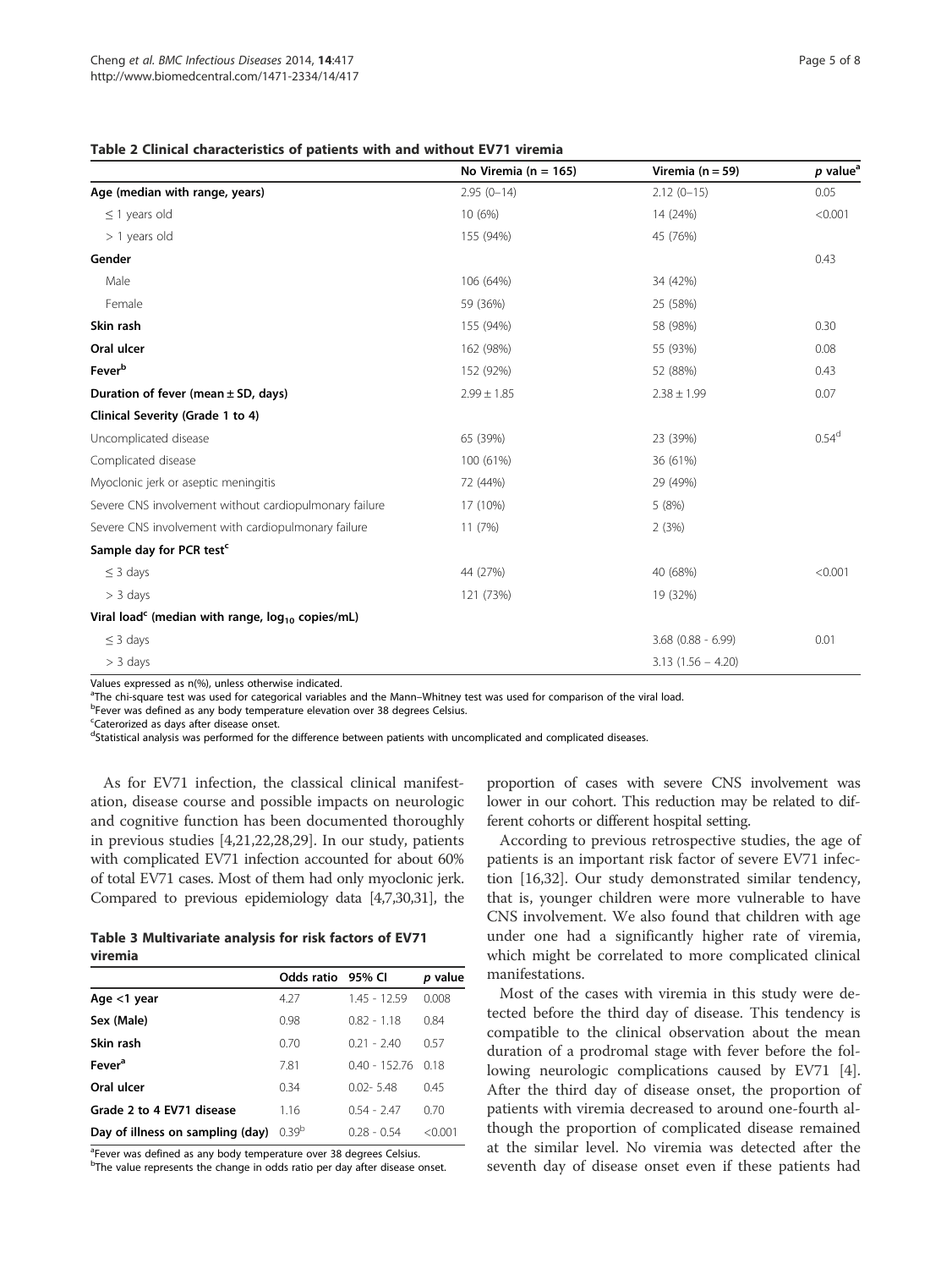**Table 2 Clinical characteristics of patients with and without EV71 viremia**

| | No Viremia (n = 165) | Viremia (n = 59) | *p* value[a] |
|---|---|---|---|
| **Age (median with range, years)** | 2.95 (0–14) | 2.12 (0–15) | 0.05 |
| ≤ 1 years old | 10 (6%) | 14 (24%) | <0.001 |
| > 1 years old | 155 (94%) | 45 (76%) | |
| **Gender** | | | 0.43 |
| Male | 106 (64%) | 34 (42%) | |
| Female | 59 (36%) | 25 (58%) | |
| **Skin rash** | 155 (94%) | 58 (98%) | 0.30 |
| **Oral ulcer** | 162 (98%) | 55 (93%) | 0.08 |
| **Fever[b]** | 152 (92%) | 52 (88%) | 0.43 |
| **Duration of fever (mean ± SD, days)** | 2.99 ± 1.85 | 2.38 ± 1.99 | 0.07 |
| **Clinical Severity (Grade 1 to 4)** | | | |
| Uncomplicated disease | 65 (39%) | 23 (39%) | 0.54[d] |
| Complicated disease | 100 (61%) | 36 (61%) | |
| Myoclonic jerk or aseptic meningitis | 72 (44%) | 29 (49%) | |
| Severe CNS involvement without cardiopulmonary failure | 17 (10%) | 5 (8%) | |
| Severe CNS involvement with cardiopulmonary failure | 11 (7%) | 2 (3%) | |
| **Sample day for PCR test[c]** | | | |
| ≤ 3 days | 44 (27%) | 40 (68%) | <0.001 |
| > 3 days | 121 (73%) | 19 (32%) | |
| **Viral load[c] (median with range, $\log_{10}$ copies/mL)** | | | |
| ≤ 3 days | | 3.68 (0.88 - 6.99) | 0.01 |
| > 3 days | | 3.13 (1.56 – 4.20) | |

Values expressed as n(%), unless otherwise indicated.
[a]The chi-square test was used for categorical variables and the Mann–Whitney test was used for comparison of the viral load.
[b]Fever was defined as any body temperature elevation over 38 degrees Celsius.
[c]Caterorized as days after disease onset.
[d]Statistical analysis was performed for the difference between patients with uncomplicated and complicated diseases.

As for EV71 infection, the classical clinical manifestation, disease course and possible impacts on neurologic and cognitive function has been documented thoroughly in previous studies [4,21,22,28,29]. In our study, patients with complicated EV71 infection accounted for about 60% of total EV71 cases. Most of them had only myoclonic jerk. Compared to previous epidemiology data [4,7,30,31], the proportion of cases with severe CNS involvement was lower in our cohort. This reduction may be related to different cohorts or different hospital setting.

**Table 3 Multivariate analysis for risk factors of EV71 viremia**

| | Odds ratio | 95% CI | *p* value |
|---|---|---|---|
| **Age <1 year** | 4.27 | 1.45 - 12.59 | 0.008 |
| **Sex (Male)** | 0.98 | 0.82 - 1.18 | 0.84 |
| **Skin rash** | 0.70 | 0.21 - 2.40 | 0.57 |
| **Fever[a]** | 7.81 | 0.40 - 152.76 | 0.18 |
| **Oral ulcer** | 0.34 | 0.02- 5.48 | 0.45 |
| **Grade 2 to 4 EV71 disease** | 1.16 | 0.54 - 2.47 | 0.70 |
| **Day of illness on sampling (day)** | 0.39[b] | 0.28 - 0.54 | <0.001 |

[a]Fever was defined as any body temperature over 38 degrees Celsius.
[b]The value represents the change in odds ratio per day after disease onset.

According to previous retrospective studies, the age of patients is an important risk factor of severe EV71 infection [16,32]. Our study demonstrated similar tendency, that is, younger children were more vulnerable to have CNS involvement. We also found that children with age under one had a significantly higher rate of viremia, which might be correlated to more complicated clinical manifestations.

Most of the cases with viremia in this study were detected before the third day of disease. This tendency is compatible to the clinical observation about the mean duration of a prodromal stage with fever before the following neurologic complications caused by EV71 [4]. After the third day of disease onset, the proportion of patients with viremia decreased to around one-fourth although the proportion of complicated disease remained at the similar level. No viremia was detected after the seventh day of disease onset even if these patients had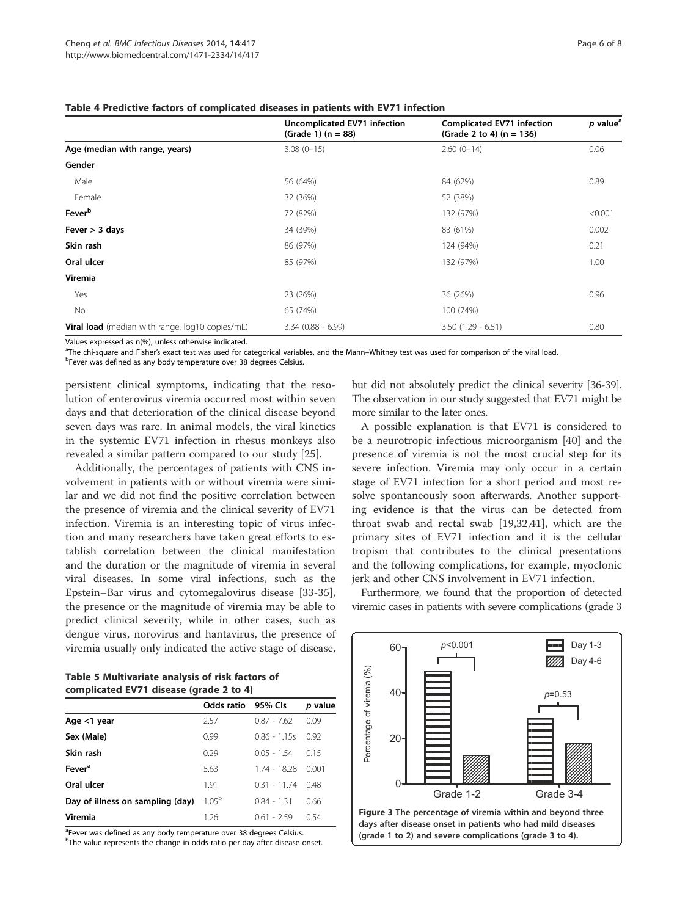**Table 4 Predictive factors of complicated diseases in patients with EV71 infection**

| | Uncomplicated EV71 infection (Grade 1) (n = 88) | Complicated EV71 infection (Grade 2 to 4) (n = 136) | *p* value[a] |
|---|---|---|---|
| **Age (median with range, years)** | 3.08 (0–15) | 2.60 (0–14) | 0.06 |
| **Gender** | | | |
| Male | 56 (64%) | 84 (62%) | 0.89 |
| Female | 32 (36%) | 52 (38%) | |
| **Fever**[b] | 72 (82%) | 132 (97%) | <0.001 |
| **Fever > 3 days** | 34 (39%) | 83 (61%) | 0.002 |
| **Skin rash** | 86 (97%) | 124 (94%) | 0.21 |
| **Oral ulcer** | 85 (97%) | 132 (97%) | 1.00 |
| **Viremia** | | | |
| Yes | 23 (26%) | 36 (26%) | 0.96 |
| No | 65 (74%) | 100 (74%) | |
| **Viral load** (median with range, log10 copies/mL) | 3.34 (0.88 - 6.99) | 3.50 (1.29 - 6.51) | 0.80 |

Values expressed as n(%), unless otherwise indicated.
[a]The chi-square and Fisher's exact test was used for categorical variables, and the Mann–Whitney test was used for comparison of the viral load.
[b]Fever was defined as any body temperature over 38 degrees Celsius.

persistent clinical symptoms, indicating that the resolution of enterovirus viremia occurred most within seven days and that deterioration of the clinical disease beyond seven days was rare. In animal models, the viral kinetics in the systemic EV71 infection in rhesus monkeys also revealed a similar pattern compared to our study [25].

Additionally, the percentages of patients with CNS involvement in patients with or without viremia were similar and we did not find the positive correlation between the presence of viremia and the clinical severity of EV71 infection. Viremia is an interesting topic of virus infection and many researchers have taken great efforts to establish correlation between the clinical manifestation and the duration or the magnitude of viremia in several viral diseases. In some viral infections, such as the Epstein–Barr virus and cytomegalovirus disease [33-35], the presence or the magnitude of viremia may be able to predict clinical severity, while in other cases, such as dengue virus, norovirus and hantavirus, the presence of viremia usually only indicated the active stage of disease, but did not absolutely predict the clinical severity [36-39]. The observation in our study suggested that EV71 might be more similar to the later ones.

**Table 5 Multivariate analysis of risk factors of complicated EV71 disease (grade 2 to 4)**

| | Odds ratio | 95% CIs | *p* value |
|---|---|---|---|
| **Age <1 year** | 2.57 | 0.87 - 7.62 | 0.09 |
| **Sex (Male)** | 0.99 | 0.86 - 1.15s | 0.92 |
| **Skin rash** | 0.29 | 0.05 - 1.54 | 0.15 |
| **Fever**[a] | 5.63 | 1.74 - 18.28 | 0.001 |
| **Oral ulcer** | 1.91 | 0.31 - 11.74 | 0.48 |
| **Day of illness on sampling (day)** | 1.05[b] | 0.84 - 1.31 | 0.66 |
| **Viremia** | 1.26 | 0.61 - 2.59 | 0.54 |

[a]Fever was defined as any body temperature over 38 degrees Celsius.
[b]The value represents the change in odds ratio per day after disease onset.

A possible explanation is that EV71 is considered to be a neurotropic infectious microorganism [40] and the presence of viremia is not the most crucial step for its severe infection. Viremia may only occur in a certain stage of EV71 infection for a short period and most resolve spontaneously soon afterwards. Another supporting evidence is that the virus can be detected from throat swab and rectal swab [19,32,41], which are the primary sites of EV71 infection and it is the cellular tropism that contributes to the clinical presentations and the following complications, for example, myoclonic jerk and other CNS involvement in EV71 infection.

Furthermore, we found that the proportion of detected viremic cases in patients with severe complications (grade 3

**Figure 3 The percentage of viremia within and beyond three days after disease onset in patients who had mild diseases (grade 1 to 2) and severe complications (grade 3 to 4).**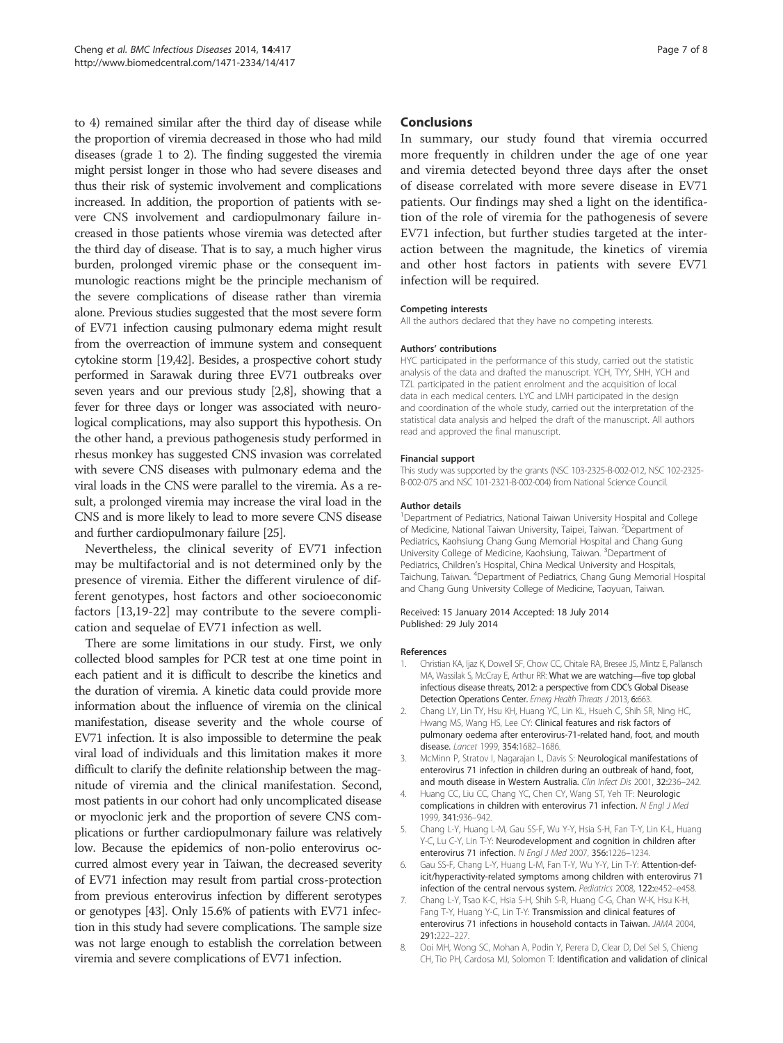to 4) remained similar after the third day of disease while the proportion of viremia decreased in those who had mild diseases (grade 1 to 2). The finding suggested the viremia might persist longer in those who had severe diseases and thus their risk of systemic involvement and complications increased. In addition, the proportion of patients with severe CNS involvement and cardiopulmonary failure increased in those patients whose viremia was detected after the third day of disease. That is to say, a much higher virus burden, prolonged viremic phase or the consequent immunologic reactions might be the principle mechanism of the severe complications of disease rather than viremia alone. Previous studies suggested that the most severe form of EV71 infection causing pulmonary edema might result from the overreaction of immune system and consequent cytokine storm [19,42]. Besides, a prospective cohort study performed in Sarawak during three EV71 outbreaks over seven years and our previous study [2,8], showing that a fever for three days or longer was associated with neurological complications, may also support this hypothesis. On the other hand, a previous pathogenesis study performed in rhesus monkey has suggested CNS invasion was correlated with severe CNS diseases with pulmonary edema and the viral loads in the CNS were parallel to the viremia. As a result, a prolonged viremia may increase the viral load in the CNS and is more likely to lead to more severe CNS disease and further cardiopulmonary failure [25].

Nevertheless, the clinical severity of EV71 infection may be multifactorial and is not determined only by the presence of viremia. Either the different virulence of different genotypes, host factors and other socioeconomic factors [13,19-22] may contribute to the severe complication and sequelae of EV71 infection as well.

There are some limitations in our study. First, we only collected blood samples for PCR test at one time point in each patient and it is difficult to describe the kinetics and the duration of viremia. A kinetic data could provide more information about the influence of viremia on the clinical manifestation, disease severity and the whole course of EV71 infection. It is also impossible to determine the peak viral load of individuals and this limitation makes it more difficult to clarify the definite relationship between the magnitude of viremia and the clinical manifestation. Second, most patients in our cohort had only uncomplicated disease or myoclonic jerk and the proportion of severe CNS complications or further cardiopulmonary failure was relatively low. Because the epidemics of non-polio enterovirus occurred almost every year in Taiwan, the decreased severity of EV71 infection may result from partial cross-protection from previous enterovirus infection by different serotypes or genotypes [43]. Only 15.6% of patients with EV71 infection in this study had severe complications. The sample size was not large enough to establish the correlation between viremia and severe complications of EV71 infection.

## Conclusions

In summary, our study found that viremia occurred more frequently in children under the age of one year and viremia detected beyond three days after the onset of disease correlated with more severe disease in EV71 patients. Our findings may shed a light on the identification of the role of viremia for the pathogenesis of severe EV71 infection, but further studies targeted at the interaction between the magnitude, the kinetics of viremia and other host factors in patients with severe EV71 infection will be required.

#### Competing interests

All the authors declared that they have no competing interests.

#### Authors' contributions

HYC participated in the performance of this study, carried out the statistic analysis of the data and drafted the manuscript. YCH, TYY, SHH, YCH and TZL participated in the patient enrolment and the acquisition of local data in each medical centers. LYC and LMH participated in the design and coordination of the whole study, carried out the interpretation of the statistical data analysis and helped the draft of the manuscript. All authors read and approved the final manuscript.

#### Financial support

This study was supported by the grants (NSC 103-2325-B-002-012, NSC 102-2325-B-002-075 and NSC 101-2321-B-002-004) from National Science Council.

#### Author details

[1]Department of Pediatrics, National Taiwan University Hospital and College of Medicine, National Taiwan University, Taipei, Taiwan. [2]Department of Pediatrics, Kaohsiung Chang Gung Memorial Hospital and Chang Gung University College of Medicine, Kaohsiung, Taiwan. [3]Department of Pediatrics, Children's Hospital, China Medical University and Hospitals, Taichung, Taiwan. [4]Department of Pediatrics, Chang Gung Memorial Hospital and Chang Gung University College of Medicine, Taoyuan, Taiwan.

Received: 15 January 2014 Accepted: 18 July 2014
Published: 29 July 2014

#### References

1. Christian KA, Ijaz K, Dowell SF, Chow CC, Chitale RA, Bresee JS, Mintz E, Pallansch MA, Wassilak S, McCray E, Arthur RR: **What we are watching—five top global infectious disease threats, 2012: a perspective from CDC's Global Disease Detection Operations Center.** *Emerg Health Threats J* 2013, **6:**663.
2. Chang LY, Lin TY, Hsu KH, Huang YC, Lin KL, Hsueh C, Shih SR, Ning HC, Hwang MS, Wang HS, Lee CY: **Clinical features and risk factors of pulmonary oedema after enterovirus-71-related hand, foot, and mouth disease.** *Lancet* 1999, **354:**1682–1686.
3. McMinn P, Stratov I, Nagarajan L, Davis S: **Neurological manifestations of enterovirus 71 infection in children during an outbreak of hand, foot, and mouth disease in Western Australia.** *Clin Infect Dis* 2001, **32:**236–242.
4. Huang CC, Liu CC, Chang YC, Chen CY, Wang ST, Yeh TF: **Neurologic complications in children with enterovirus 71 infection.** *N Engl J Med* 1999, **341:**936–942.
5. Chang L-Y, Huang L-M, Gau SS-F, Wu Y-Y, Hsia S-H, Fan T-Y, Lin K-L, Huang Y-C, Lu C-Y, Lin T-Y: **Neurodevelopment and cognition in children after enterovirus 71 infection.** *N Engl J Med* 2007, **356:**1226–1234.
6. Gau SS-F, Chang L-Y, Huang L-M, Fan T-Y, Wu Y-Y, Lin T-Y: **Attention-deficit/hyperactivity-related symptoms among children with enterovirus 71 infection of the central nervous system.** *Pediatrics* 2008, **122:**e452–e458.
7. Chang L-Y, Tsao K-C, Hsia S-H, Shih S-R, Huang C-G, Chan W-K, Hsu K-H, Fang T-Y, Huang Y-C, Lin T-Y: **Transmission and clinical features of enterovirus 71 infections in household contacts in Taiwan.** *JAMA* 2004, **291:**222–227.
8. Ooi MH, Wong SC, Mohan A, Podin Y, Perera D, Clear D, Del Sel S, Chieng CH, Tio PH, Cardosa MJ, Solomon T: **Identification and validation of clinical**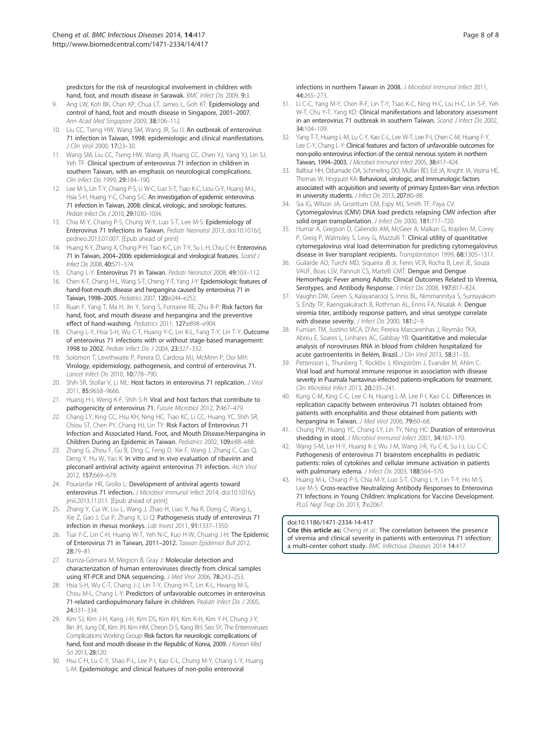predictors for the risk of neurological involvement in children with hand, foot, and mouth disease in Sarawak. *BMC Infect Dis* 2009, 9:3.

9. Ang LW, Koh BK, Chan KP, Chua LT, James L, Goh KT: **Epidemiology and control of hand, foot and mouth disease in Singapore, 2001–2007.** *Ann Acad Med Singapore* 2009, 38:106–112.
10. Liu CC, Tseng HW, Wang SM, Wang JR, Su IJ: **An outbreak of enterovirus 71 infection in Taiwan, 1998: epidemiologic and clinical manifestations.** *J Clin Virol* 2000, 17:23–30.
11. Wang SM, Liu CC, Tseng HW, Wang JR, Huang CC, Chen YJ, Yang YJ, Lin SJ, Yeh TF: **Clinical spectrum of enterovirus 71 infection in children in southern Taiwan, with an emphasis on neurological complications.** *Clin Infect Dis* 1999, 29:184–190.
12. Lee M-S, Lin T-Y, Chiang P-S, Li W-C, Luo S-T, Tsao K-C, Liou G-Y, Huang M-L, Hsia S-H, Huang Y-C, Chang S-C: **An investigation of epidemic enterovirus 71 infection in Taiwan, 2008: clinical, virologic, and serologic features.** *Pediatr Infect Dis J* 2010, 29:1030–1034.
13. Chia M-Y, Chiang P-S, Chung W-Y, Luo S-T, Lee M-S: **Epidemiology of Enterovirus 71 Infections in Taiwan.** *Pediatr Neonatol* 2013, doi:10.1016/j.pedneo.2013.07.007. [Epub ahead of print]
14. Huang K-Y, Zhang X, Chung P-H, Tsao K-C, Lin T-Y, Su L-H, Chiu C-H: **Enterovirus 71 in Taiwan, 2004–2006: epidemiological and virological features.** *Scand J Infect Dis* 2008, 40:571–574.
15. Chang L-Y: **Enterovirus 71 in Taiwan.** *Pediatr Neonatol* 2008, 49:103–112.
16. Chen K-T, Chang H-L, Wang S-T, Cheng Y-T, Yang J-Y: **Epidemiologic features of hand-foot-mouth disease and herpangina caused by enterovirus 71 in Taiwan, 1998–2005.** *Pediatrics* 2007, 120:e244–e252.
17. Ruan F, Yang T, Ma H, Jin Y, Song S, Fontaine RE, Zhu B-P: **Risk factors for hand, foot, and mouth disease and herpangina and the preventive effect of hand-washing.** *Pediatrics* 2011, 127:e898–e904.
18. Chang L-Y, Hsia S-H, Wu C-T, Huang Y-C, Lin K-L, Fang T-Y, Lin T-Y: **Outcome of enterovirus 71 infections with or without stage-based management: 1998 to 2002.** *Pediatr Infect Dis J* 2004, 23:327–332.
19. Solomon T, Lewthwaite P, Perera D, Cardosa MJ, McMinn P, Ooi MH: **Virology, epidemiology, pathogenesis, and control of enterovirus 71.** *Lancet Infect Dis* 2010, 10:778–790.
20. Shih SR, Stollar V, Li ML: **Host factors in enterovirus 71 replication.** *J Virol* 2011, 85:9658–9666.
21. Huang H-I, Weng K-F, Shih S-R: **Viral and host factors that contribute to pathogenicity of enterovirus 71.** *Future Microbiol* 2012, 7:467–479.
22. Chang LY, King CC, Hsu KH, Ning HC, Tsao KC, Li CC, Huang YC, Shih SR, Chiou ST, Chen PY, Chang HJ, Lin TY: **Risk Factors of Enterovirus 71 Infection and Associated Hand, Foot, and Mouth Disease/Herpangina in Children During an Epidemic in Taiwan.** *Pediatrics* 2002, 109:e88–e88.
23. Zhang G, Zhou F, Gu B, Ding C, Feng D, Xie F, Wang J, Zhang C, Cao Q, Deng Y, Hu W, Yao K: **In vitro and in vivo evaluation of ribavirin and pleconaril antiviral activity against enterovirus 71 infection.** *Arch Virol* 2012, 157:669–679.
24. Pourianfar HR, Grollo L: **Development of antiviral agents toward enterovirus 71 infection.** *J Microbiol Immunol Infect* 2014, doi:10.1016/j.jmii.2013.11.011. [Epub ahead of print]
25. Zhang Y, Cui W, Liu L, Wang J, Zhao H, Liao Y, Na R, Dong C, Wang L, Xie Z, Gao J, Cui P, Zhang X, Li Q: **Pathogenesis study of enterovirus 71 infection in rhesus monkeys.** *Lab Invest* 2011, 91:1337–1350.
26. Tsai Y-C, Lin C-H, Huang W-T, Yeh N-C, Kuo H-W, Chuang J-H: **The Epidemic of Enterovirus 71 in Taiwan, 2011–2012.** *Taiwan Epidemiol Bull* 2012, 28:79–81.
27. Iturriza-Gómara M, Megson B, Gray J: **Molecular detection and characterization of human enteroviruses directly from clinical samples using RT-PCR and DNA sequencing.** *J Med Virol* 2006, 78:243–253.
28. Hsia S-H, Wu C-T, Chang J-J, Lin T-Y, Chung H-T, Lin K-L, Hwang M-S, Chou M-L, Chang L-Y: **Predictors of unfavorable outcomes in enterovirus 71-related cardiopulmonary failure in children.** *Pediatr Infect Dis J* 2005, 24:331–334.
29. Kim SJ, Kim J-H, Kang J-H, Kim DS, Kim KH, Kim K-H, Kim Y-H, Chung J-Y, Bin JH, Jung DE, Kim JH, Kim HM, Cheon D-S, Kang BH, Seo SY, The Enteroviruses Complications Working Group: **Risk factors for neurologic complications of hand, foot and mouth disease in the Republic of Korea, 2009.** *J Korean Med Sci* 2013, 28:120.
30. Hsu C-H, Lu C-Y, Shao P-L, Lee P-I, Kao C-L, Chung M-Y, Chang L-Y, Huang L-M: **Epidemiologic and clinical features of non-polio enteroviral infections in northern Taiwan in 2008.** *J Microbiol Immunol Infect* 2011, 44:265–273.
31. Li C-C, Yang M-Y, Chen R-F, Lin T-Y, Tsao K-C, Ning H-C, Liu H-C, Lin S-F, Yeh W-T, Chu Y-T, Yang KD: **Clinical manifestations and laboratory assessment in an enterovirus 71 outbreak in southern Taiwan.** *Scand J Infect Dis* 2002, 34:104–109.
32. Yang T-T, Huang L-M, Lu C-Y, Kao C-L, Lee W-T, Lee P-I, Chen C-M, Huang F-Y, Lee C-Y, Chang L-Y: **Clinical features and factors of unfavorable outcomes for non-polio enterovirus infection of the central nervous system in northern Taiwan, 1994–2003.** *J Microbiol Immunol Infect* 2005, 38:417–424.
33. Balfour HH, Odumade OA, Schmeling DO, Mullan BD, Ed JA, Knight JA, Vezina HE, Thomas W, Hogquist KA: **Behavioral, virologic, and immunologic factors associated with acquisition and severity of primary Epstein-Barr virus infection in university students.** *J Infect Dis* 2013, 207:80–88.
34. Sia IG, Wilson JA, Groettum CM, Espy MJ, Smith TF, Paya CV: **Cytomegalovirus (CMV) DNA load predicts relapsing CMV infection after solid organ transplantation.** *J Infect Dis* 2000, 181:717–720.
35. Humar A, Gregson D, Caliendo AM, McGeer A, Malkan G, Krajden M, Corey P, Greig P, Walmsley S, Levy G, Mazzulli T: **Clinical utility of quantitative cytomegalovirus viral load determination for predicting cytomegalovirus disease in liver transplant recipients.** *Transplantation* 1999, 68:1305–1311.
36. Guilarde AO, Turchi MD, Siqueira JB Jr, Feres VCR, Rocha B, Levi JE, Souza VAUF, Boas LSV, Pannuti CS, Martelli CMT: **Dengue and Dengue Hemorrhagic Fever among Adults: Clinical Outcomes Related to Viremia, Serotypes, and Antibody Response.** *J Infect Dis* 2008, 197:817–824.
37. Vaughn DW, Green S, Kalayanarooj S, Innis BL, Nimmannitya S, Suntayakorn S, Endy TP, Raengsakulrach B, Rothman AL, Ennis FA, Nisalak A: **Dengue viremia titer, antibody response pattern, and virus serotype correlate with disease severity.** *J Infect Dis* 2000, 181:2–9.
38. Fumian TM, Justino MCA, D'Arc Pereira Mascarenhas J, Reymão TKA, Abreu E, Soares L, Linhares AC, Gabbay YB: **Quantitative and molecular analysis of noroviruses RNA in blood from children hospitalized for acute gastroenteritis in Belém, Brazil.** *J Clin Virol* 2013, 58:31–35.
39. Pettersson L, Thunberg T, Rocklöv J, Klingström J, Evander M, Ahlm C: **Viral load and humoral immune response in association with disease severity in Puumala hantavirus-infected patients-implications for treatment.** *Clin Microbiol Infect* 2013, 20:235–241.
40. Kung C-M, King C-C, Lee C-N, Huang L-M, Lee P-I, Kao C-L: **Differences in replication capacity between enterovirus 71 isolates obtained from patients with encephalitis and those obtained from patients with herpangina in Taiwan.** *J Med Virol* 2006, 79:60–68.
41. Chung PW, Huang YC, Chang LY, Lin TY, Ning HC: **Duration of enterovirus shedding in stool.** *J Microbiol Immunol Infect* 2001, 34:167–170.
42. Wang S-M, Lei H-Y, Huang K-J, Wu J-M, Wang J-R, Yu C-K, Su I-J, Liu C-C: **Pathogenesis of enterovirus 71 brainstem encephalitis in pediatric patients: roles of cytokines and cellular immune activation in patients with pulmonary edema.** *J Infect Dis* 2003, 188:564–570.
43. Huang M-L, Chiang P-S, Chia M-Y, Luo S-T, Chang L-Y, Lin T-Y, Ho M-S, Lee M-S: **Cross-reactive Neutralizing Antibody Responses to Enterovirus 71 Infections in Young Children: Implications for Vaccine Development.** *PLoS Negl Trop Dis* 2013, 7:e2067.

doi:10.1186/1471-2334-14-417

**Cite this article as:** Cheng *et al.*: The correlation between the presence of viremia and clinical severity in patients with enterovirus 71 infection: a multi-center cohort study. *BMC Infectious Diseases* 2014 14:417.